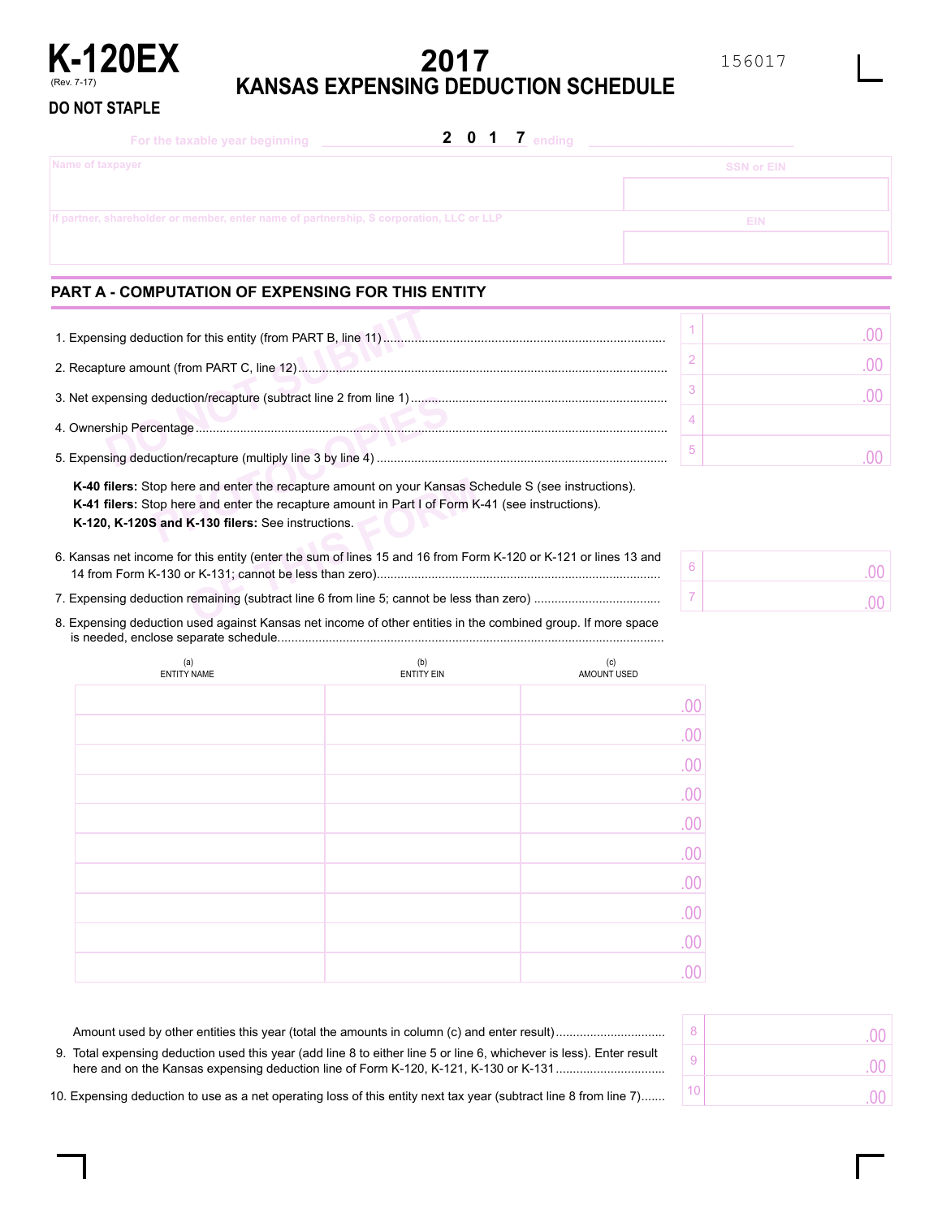# K-120EX

(Rev. 7-17)

**DO NOT STAPLE**

# 2017 KANSAS EXPENSING DEDUCTION SCHEDULE

156017

For the taxable year beginning ______ 2 0 1 7 ending ______

| Name of taxpayer | SSN or EIN |
|---|---|
| | |
| **If partner, shareholder or member, enter name of partnership, S corporation, LLC or LLP** | **EIN** |
| | |

## PART A - COMPUTATION OF EXPENSING FOR THIS ENTITY

| | Line | Amount |
|---|---|---|
| 1. Expensing deduction for this entity (from PART B, line 11) | 1 | .00 |
| 2. Recapture amount (from PART C, line 12) | 2 | .00 |
| 3. Net expensing deduction/recapture (subtract line 2 from line 1) | 3 | .00 |
| 4. Ownership Percentage | 4 | |
| 5. Expensing deduction/recapture (multiply line 3 by line 4) | 5 | .00 |

**K-40 filers:** Stop here and enter the recapture amount on your Kansas Schedule S (see instructions).
**K-41 filers:** Stop here and enter the recapture amount in Part I of Form K-41 (see instructions).
**K-120, K-120S and K-130 filers:** See instructions.

| | Line | Amount |
|---|---|---|
| 6. Kansas net income for this entity (enter the sum of lines 15 and 16 from Form K-120 or K-121 or lines 13 and 14 from Form K-130 or K-131; cannot be less than zero) | 6 | .00 |
| 7. Expensing deduction remaining (subtract line 6 from line 5; cannot be less than zero) | 7 | .00 |

8. Expensing deduction used against Kansas net income of other entities in the combined group. If more space is needed, enclose separate schedule.

| (a) ENTITY NAME | (b) ENTITY EIN | (c) AMOUNT USED |
|---|---|---|
| | | .00 |
| | | .00 |
| | | .00 |
| | | .00 |
| | | .00 |
| | | .00 |
| | | .00 |
| | | .00 |
| | | .00 |
| | | .00 |

| | Line | Amount |
|---|---|---|
| Amount used by other entities this year (total the amounts in column (c) and enter result) | 8 | .00 |
| 9. Total expensing deduction used this year (add line 8 to either line 5 or line 6, whichever is less). Enter result here and on the Kansas expensing deduction line of Form K-120, K-121, K-130 or K-131 | 9 | .00 |
| 10. Expensing deduction to use as a net operating loss of this entity next tax year (subtract line 8 from line 7) | 10 | .00 |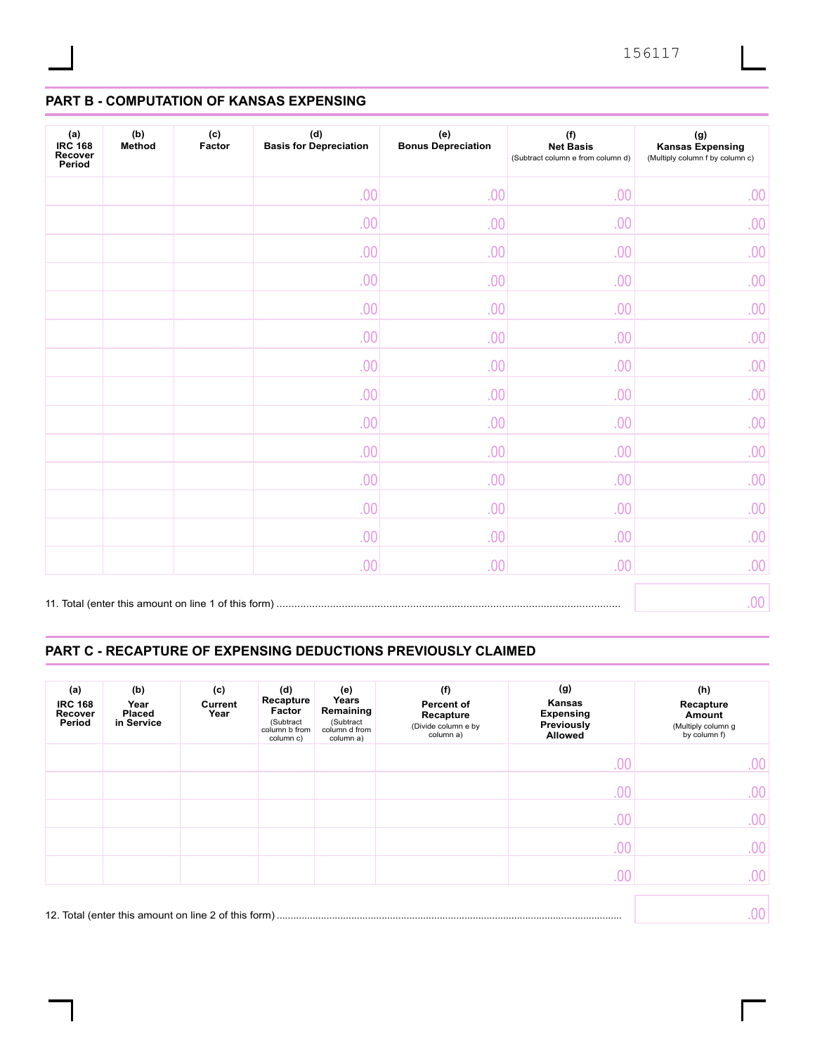## PART B - COMPUTATION OF KANSAS EXPENSING

| (a) IRC 168 Recover Period | (b) Method | (c) Factor | (d) Basis for Depreciation | (e) Bonus Depreciation | (f) Net Basis (Subtract column e from column d) | (g) Kansas Expensing (Multiply column f by column c) |
|---|---|---|---|---|---|---|
| | | | .00 | .00 | .00 | .00 |
| | | | .00 | .00 | .00 | .00 |
| | | | .00 | .00 | .00 | .00 |
| | | | .00 | .00 | .00 | .00 |
| | | | .00 | .00 | .00 | .00 |
| | | | .00 | .00 | .00 | .00 |
| | | | .00 | .00 | .00 | .00 |
| | | | .00 | .00 | .00 | .00 |
| | | | .00 | .00 | .00 | .00 |
| | | | .00 | .00 | .00 | .00 |
| | | | .00 | .00 | .00 | .00 |
| | | | .00 | .00 | .00 | .00 |
| | | | .00 | .00 | .00 | .00 |
| | | | .00 | .00 | .00 | .00 |

11. Total (enter this amount on line 1 of this form) .......... .00

## PART C - RECAPTURE OF EXPENSING DEDUCTIONS PREVIOUSLY CLAIMED

| (a) IRC 168 Recover Period | (b) Year Placed in Service | (c) Current Year | (d) Recapture Factor (Subtract column b from column c) | (e) Years Remaining (Subtract column d from column a) | (f) Percent of Recapture (Divide column e by column a) | (g) Kansas Expensing Previously Allowed | (h) Recapture Amount (Multiply column g by column f) |
|---|---|---|---|---|---|---|---|
| | | | | | | .00 | .00 |
| | | | | | | .00 | .00 |
| | | | | | | .00 | .00 |
| | | | | | | .00 | .00 |
| | | | | | | .00 | .00 |

12. Total (enter this amount on line 2 of this form) .......... .00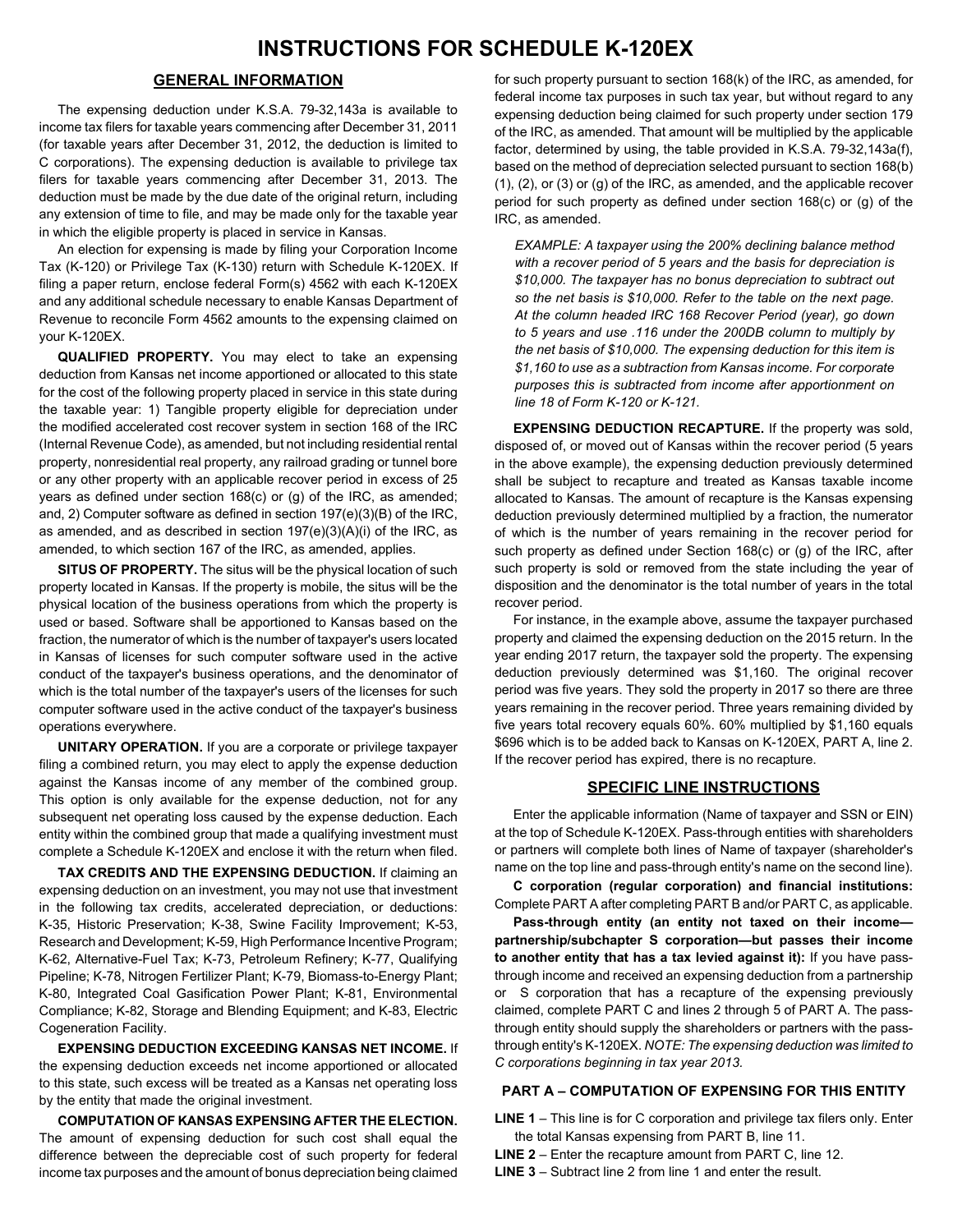# INSTRUCTIONS FOR SCHEDULE K-120EX

## GENERAL INFORMATION

The expensing deduction under K.S.A. 79-32,143a is available to income tax filers for taxable years commencing after December 31, 2011 (for taxable years after December 31, 2012, the deduction is limited to C corporations). The expensing deduction is available to privilege tax filers for taxable years commencing after December 31, 2013. The deduction must be made by the due date of the original return, including any extension of time to file, and may be made only for the taxable year in which the eligible property is placed in service in Kansas.

An election for expensing is made by filing your Corporation Income Tax (K-120) or Privilege Tax (K-130) return with Schedule K-120EX. If filing a paper return, enclose federal Form(s) 4562 with each K-120EX and any additional schedule necessary to enable Kansas Department of Revenue to reconcile Form 4562 amounts to the expensing claimed on your K-120EX.

**QUALIFIED PROPERTY.** You may elect to take an expensing deduction from Kansas net income apportioned or allocated to this state for the cost of the following property placed in service in this state during the taxable year: 1) Tangible property eligible for depreciation under the modified accelerated cost recover system in section 168 of the IRC (Internal Revenue Code), as amended, but not including residential rental property, nonresidential real property, any railroad grading or tunnel bore or any other property with an applicable recover period in excess of 25 years as defined under section 168(c) or (g) of the IRC, as amended; and, 2) Computer software as defined in section 197(e)(3)(B) of the IRC, as amended, and as described in section 197(e)(3)(A)(i) of the IRC, as amended, to which section 167 of the IRC, as amended, applies.

**SITUS OF PROPERTY.** The situs will be the physical location of such property located in Kansas. If the property is mobile, the situs will be the physical location of the business operations from which the property is used or based. Software shall be apportioned to Kansas based on the fraction, the numerator of which is the number of taxpayer's users located in Kansas of licenses for such computer software used in the active conduct of the taxpayer's business operations, and the denominator of which is the total number of the taxpayer's users of the licenses for such computer software used in the active conduct of the taxpayer's business operations everywhere.

**UNITARY OPERATION.** If you are a corporate or privilege taxpayer filing a combined return, you may elect to apply the expense deduction against the Kansas income of any member of the combined group. This option is only available for the expense deduction, not for any subsequent net operating loss caused by the expense deduction. Each entity within the combined group that made a qualifying investment must complete a Schedule K-120EX and enclose it with the return when filed.

**TAX CREDITS AND THE EXPENSING DEDUCTION.** If claiming an expensing deduction on an investment, you may not use that investment in the following tax credits, accelerated depreciation, or deductions: K-35, Historic Preservation; K-38, Swine Facility Improvement; K-53, Research and Development; K-59, High Performance Incentive Program; K-62, Alternative-Fuel Tax; K-73, Petroleum Refinery; K-77, Qualifying Pipeline; K-78, Nitrogen Fertilizer Plant; K-79, Biomass-to-Energy Plant; K-80, Integrated Coal Gasification Power Plant; K-81, Environmental Compliance; K-82, Storage and Blending Equipment; and K-83, Electric Cogeneration Facility.

**EXPENSING DEDUCTION EXCEEDING KANSAS NET INCOME.** If the expensing deduction exceeds net income apportioned or allocated to this state, such excess will be treated as a Kansas net operating loss by the entity that made the original investment.

**COMPUTATION OF KANSAS EXPENSING AFTER THE ELECTION.** The amount of expensing deduction for such cost shall equal the difference between the depreciable cost of such property for federal income tax purposes and the amount of bonus depreciation being claimed for such property pursuant to section 168(k) of the IRC, as amended, for federal income tax purposes in such tax year, but without regard to any expensing deduction being claimed for such property under section 179 of the IRC, as amended. That amount will be multiplied by the applicable factor, determined by using, the table provided in K.S.A. 79-32,143a(f), based on the method of depreciation selected pursuant to section 168(b) (1), (2), or (3) or (g) of the IRC, as amended, and the applicable recover period for such property as defined under section 168(c) or (g) of the IRC, as amended.

*EXAMPLE: A taxpayer using the 200% declining balance method with a recover period of 5 years and the basis for depreciation is $10,000. The taxpayer has no bonus depreciation to subtract out so the net basis is $10,000. Refer to the table on the next page. At the column headed IRC 168 Recover Period (year), go down to 5 years and use .116 under the 200DB column to multiply by the net basis of $10,000. The expensing deduction for this item is $1,160 to use as a subtraction from Kansas income. For corporate purposes this is subtracted from income after apportionment on line 18 of Form K-120 or K-121.*

**EXPENSING DEDUCTION RECAPTURE.** If the property was sold, disposed of, or moved out of Kansas within the recover period (5 years in the above example), the expensing deduction previously determined shall be subject to recapture and treated as Kansas taxable income allocated to Kansas. The amount of recapture is the Kansas expensing deduction previously determined multiplied by a fraction, the numerator of which is the number of years remaining in the recover period for such property as defined under Section 168(c) or (g) of the IRC, after such property is sold or removed from the state including the year of disposition and the denominator is the total number of years in the total recover period.

For instance, in the example above, assume the taxpayer purchased property and claimed the expensing deduction on the 2015 return. In the year ending 2017 return, the taxpayer sold the property. The expensing deduction previously determined was $1,160. The original recover period was five years. They sold the property in 2017 so there are three years remaining in the recover period. Three years remaining divided by five years total recovery equals 60%. 60% multiplied by $1,160 equals $696 which is to be added back to Kansas on K-120EX, PART A, line 2. If the recover period has expired, there is no recapture.

## SPECIFIC LINE INSTRUCTIONS

Enter the applicable information (Name of taxpayer and SSN or EIN) at the top of Schedule K-120EX. Pass-through entities with shareholders or partners will complete both lines of Name of taxpayer (shareholder's name on the top line and pass-through entity's name on the second line).

**C corporation (regular corporation) and financial institutions:** Complete PART A after completing PART B and/or PART C, as applicable.

**Pass-through entity (an entity not taxed on their income—partnership/subchapter S corporation—but passes their income to another entity that has a tax levied against it):** If you have pass-through income and received an expensing deduction from a partnership or S corporation that has a recapture of the expensing previously claimed, complete PART C and lines 2 through 5 of PART A. The pass-through entity should supply the shareholders or partners with the pass-through entity's K-120EX. *NOTE: The expensing deduction was limited to C corporations beginning in tax year 2013.*

### PART A – COMPUTATION OF EXPENSING FOR THIS ENTITY

**LINE 1** – This line is for C corporation and privilege tax filers only. Enter the total Kansas expensing from PART B, line 11.

**LINE 2** – Enter the recapture amount from PART C, line 12.

**LINE 3** – Subtract line 2 from line 1 and enter the result.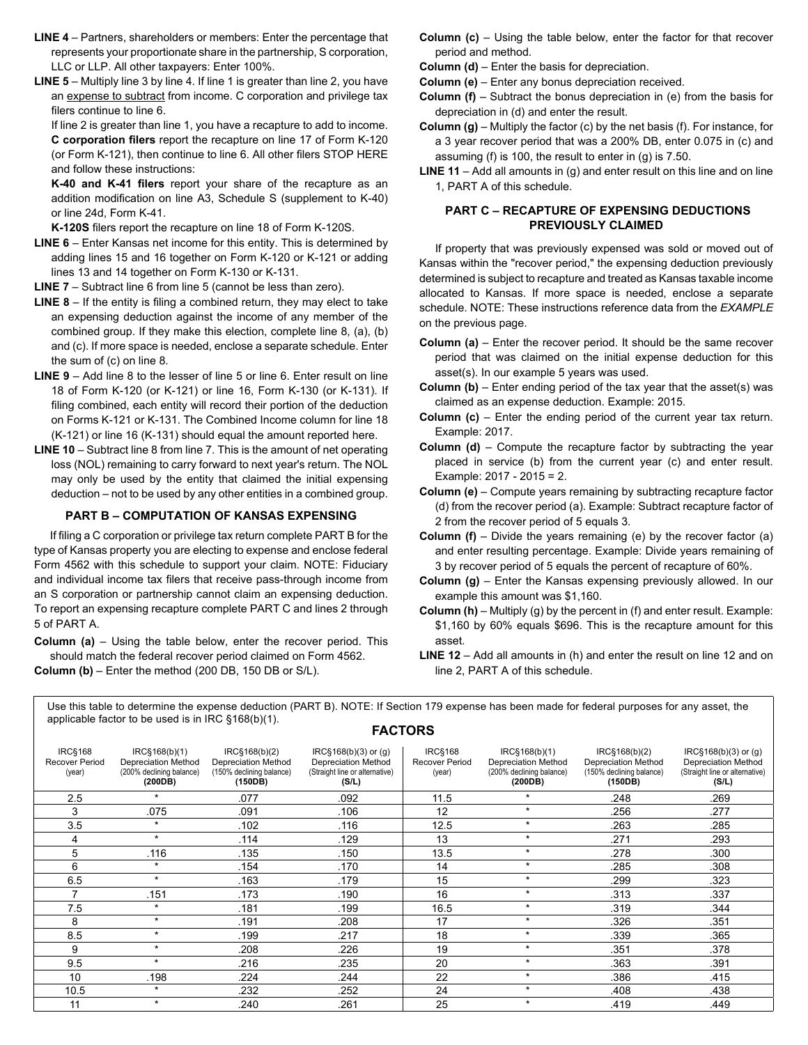**LINE 4** – Partners, shareholders or members: Enter the percentage that represents your proportionate share in the partnership, S corporation, LLC or LLP. All other taxpayers: Enter 100%.

**LINE 5** – Multiply line 3 by line 4. If line 1 is greater than line 2, you have an expense to subtract from income. C corporation and privilege tax filers continue to line 6.

If line 2 is greater than line 1, you have a recapture to add to income. **C corporation filers** report the recapture on line 17 of Form K-120 (or Form K-121), then continue to line 6. All other filers STOP HERE and follow these instructions:

**K-40 and K-41 filers** report your share of the recapture as an addition modification on line A3, Schedule S (supplement to K-40) or line 24d, Form K-41.

**K-120S** filers report the recapture on line 18 of Form K-120S.

**LINE 6** – Enter Kansas net income for this entity. This is determined by adding lines 15 and 16 together on Form K-120 or K-121 or adding lines 13 and 14 together on Form K-130 or K-131.

**LINE 7** – Subtract line 6 from line 5 (cannot be less than zero).

**LINE 8** – If the entity is filing a combined return, they may elect to take an expensing deduction against the income of any member of the combined group. If they make this election, complete line 8, (a), (b) and (c). If more space is needed, enclose a separate schedule. Enter the sum of (c) on line 8.

**LINE 9** – Add line 8 to the lesser of line 5 or line 6. Enter result on line 18 of Form K-120 (or K-121) or line 16, Form K-130 (or K-131). If filing combined, each entity will record their portion of the deduction on Forms K-121 or K-131. The Combined Income column for line 18 (K-121) or line 16 (K-131) should equal the amount reported here.

**LINE 10** – Subtract line 8 from line 7. This is the amount of net operating loss (NOL) remaining to carry forward to next year's return. The NOL may only be used by the entity that claimed the initial expensing deduction – not to be used by any other entities in a combined group.

## PART B – COMPUTATION OF KANSAS EXPENSING

If filing a C corporation or privilege tax return complete PART B for the type of Kansas property you are electing to expense and enclose federal Form 4562 with this schedule to support your claim. NOTE: Fiduciary and individual income tax filers that receive pass-through income from an S corporation or partnership cannot claim an expensing deduction. To report an expensing recapture complete PART C and lines 2 through 5 of PART A.

**Column (a)** – Using the table below, enter the recover period. This should match the federal recover period claimed on Form 4562.

**Column (b)** – Enter the method (200 DB, 150 DB or S/L).

**Column (c)** – Using the table below, enter the factor for that recover period and method.

**Column (d)** – Enter the basis for depreciation.

**Column (e)** – Enter any bonus depreciation received.

**Column (f)** – Subtract the bonus depreciation in (e) from the basis for depreciation in (d) and enter the result.

**Column (g)** – Multiply the factor (c) by the net basis (f). For instance, for a 3 year recover period that was a 200% DB, enter 0.075 in (c) and assuming (f) is 100, the result to enter in (g) is 7.50.

**LINE 11** – Add all amounts in (g) and enter result on this line and on line 1, PART A of this schedule.

## PART C – RECAPTURE OF EXPENSING DEDUCTIONS PREVIOUSLY CLAIMED

If property that was previously expensed was sold or moved out of Kansas within the "recover period," the expensing deduction previously determined is subject to recapture and treated as Kansas taxable income allocated to Kansas. If more space is needed, enclose a separate schedule. NOTE: These instructions reference data from the *EXAMPLE* on the previous page.

**Column (a)** – Enter the recover period. It should be the same recover period that was claimed on the initial expense deduction for this asset(s). In our example 5 years was used.

**Column (b)** – Enter ending period of the tax year that the asset(s) was claimed as an expense deduction. Example: 2015.

**Column (c)** – Enter the ending period of the current year tax return. Example: 2017.

**Column (d)** – Compute the recapture factor by subtracting the year placed in service (b) from the current year (c) and enter result. Example: 2017 - 2015 = 2.

**Column (e)** – Compute years remaining by subtracting recapture factor (d) from the recover period (a). Example: Subtract recapture factor of 2 from the recover period of 5 equals 3.

**Column (f)** – Divide the years remaining (e) by the recover factor (a) and enter resulting percentage. Example: Divide years remaining of 3 by recover period of 5 equals the percent of recapture of 60%.

**Column (g)** – Enter the Kansas expensing previously allowed. In our example this amount was $1,160.

**Column (h)** – Multiply (g) by the percent in (f) and enter result. Example: $1,160 by 60% equals $696. This is the recapture amount for this asset.

**LINE 12** – Add all amounts in (h) and enter the result on line 12 and on line 2, PART A of this schedule.

Use this table to determine the expense deduction (PART B). NOTE: If Section 179 expense has been made for federal purposes for any asset, the applicable factor to be used is in IRC §168(b)(1).

### FACTORS

| IRC§168 Recover Period (year) | IRC§168(b)(1) Depreciation Method (200% declining balance) (200DB) | IRC§168(b)(2) Depreciation Method (150% declining balance) (150DB) | IRC§168(b)(3) or (g) Depreciation Method (Straight line or alternative) (S/L) | IRC§168 Recover Period (year) | IRC§168(b)(1) Depreciation Method (200% declining balance) (200DB) | IRC§168(b)(2) Depreciation Method (150% declining balance) (150DB) | IRC§168(b)(3) or (g) Depreciation Method (Straight line or alternative) (S/L) |
|---|---|---|---|---|---|---|---|
| 2.5 | * | .077 | .092 | 11.5 | * | .248 | .269 |
| 3 | .075 | .091 | .106 | 12 | * | .256 | .277 |
| 3.5 | * | .102 | .116 | 12.5 | * | .263 | .285 |
| 4 | * | .114 | .129 | 13 | * | .271 | .293 |
| 5 | .116 | .135 | .150 | 13.5 | * | .278 | .300 |
| 6 | * | .154 | .170 | 14 | * | .285 | .308 |
| 6.5 | * | .163 | .179 | 15 | * | .299 | .323 |
| 7 | .151 | .173 | .190 | 16 | * | .313 | .337 |
| 7.5 | * | .181 | .199 | 16.5 | * | .319 | .344 |
| 8 | * | .191 | .208 | 17 | * | .326 | .351 |
| 8.5 | * | .199 | .217 | 18 | * | .339 | .365 |
| 9 | * | .208 | .226 | 19 | * | .351 | .378 |
| 9.5 | * | .216 | .235 | 20 | * | .363 | .391 |
| 10 | .198 | .224 | .244 | 22 | * | .386 | .415 |
| 10.5 | * | .232 | .252 | 24 | * | .408 | .438 |
| 11 | * | .240 | .261 | 25 | * | .419 | .449 |